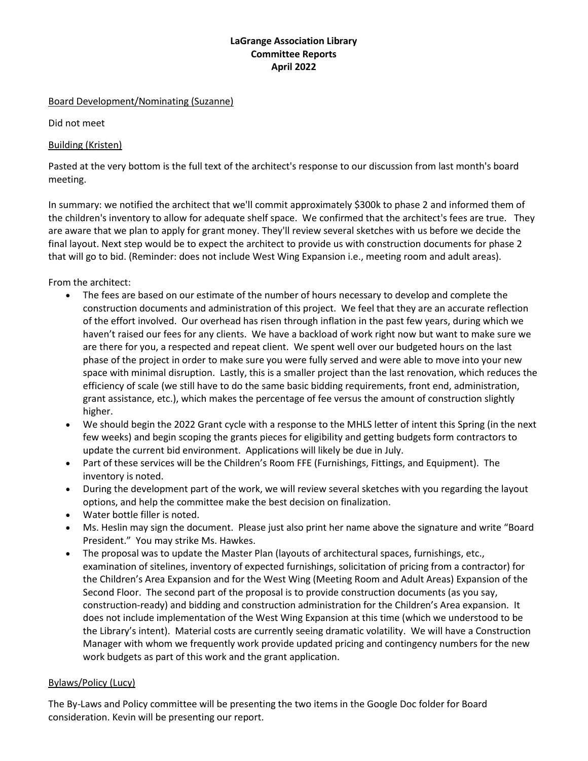**LaGrange Association Library**
**Committee Reports**
**April 2022**

<u>Board Development/Nominating (Suzanne)</u>

Did not meet

<u>Building (Kristen)</u>

Pasted at the very bottom is the full text of the architect's response to our discussion from last month's board meeting.

In summary: we notified the architect that we'll commit approximately $300k to phase 2 and informed them of the children's inventory to allow for adequate shelf space. We confirmed that the architect's fees are true. They are aware that we plan to apply for grant money. They'll review several sketches with us before we decide the final layout. Next step would be to expect the architect to provide us with construction documents for phase 2 that will go to bid. (Reminder: does not include West Wing Expansion i.e., meeting room and adult areas).

From the architect:

- The fees are based on our estimate of the number of hours necessary to develop and complete the construction documents and administration of this project. We feel that they are an accurate reflection of the effort involved. Our overhead has risen through inflation in the past few years, during which we haven't raised our fees for any clients. We have a backload of work right now but want to make sure we are there for you, a respected and repeat client. We spent well over our budgeted hours on the last phase of the project in order to make sure you were fully served and were able to move into your new space with minimal disruption. Lastly, this is a smaller project than the last renovation, which reduces the efficiency of scale (we still have to do the same basic bidding requirements, front end, administration, grant assistance, etc.), which makes the percentage of fee versus the amount of construction slightly higher.
- We should begin the 2022 Grant cycle with a response to the MHLS letter of intent this Spring (in the next few weeks) and begin scoping the grants pieces for eligibility and getting budgets form contractors to update the current bid environment. Applications will likely be due in July.
- Part of these services will be the Children's Room FFE (Furnishings, Fittings, and Equipment). The inventory is noted.
- During the development part of the work, we will review several sketches with you regarding the layout options, and help the committee make the best decision on finalization.
- Water bottle filler is noted.
- Ms. Heslin may sign the document. Please just also print her name above the signature and write "Board President." You may strike Ms. Hawkes.
- The proposal was to update the Master Plan (layouts of architectural spaces, furnishings, etc., examination of sitelines, inventory of expected furnishings, solicitation of pricing from a contractor) for the Children's Area Expansion and for the West Wing (Meeting Room and Adult Areas) Expansion of the Second Floor. The second part of the proposal is to provide construction documents (as you say, construction-ready) and bidding and construction administration for the Children's Area expansion. It does not include implementation of the West Wing Expansion at this time (which we understood to be the Library's intent). Material costs are currently seeing dramatic volatility. We will have a Construction Manager with whom we frequently work provide updated pricing and contingency numbers for the new work budgets as part of this work and the grant application.

<u>Bylaws/Policy (Lucy)</u>

The By-Laws and Policy committee will be presenting the two items in the Google Doc folder for Board consideration. Kevin will be presenting our report.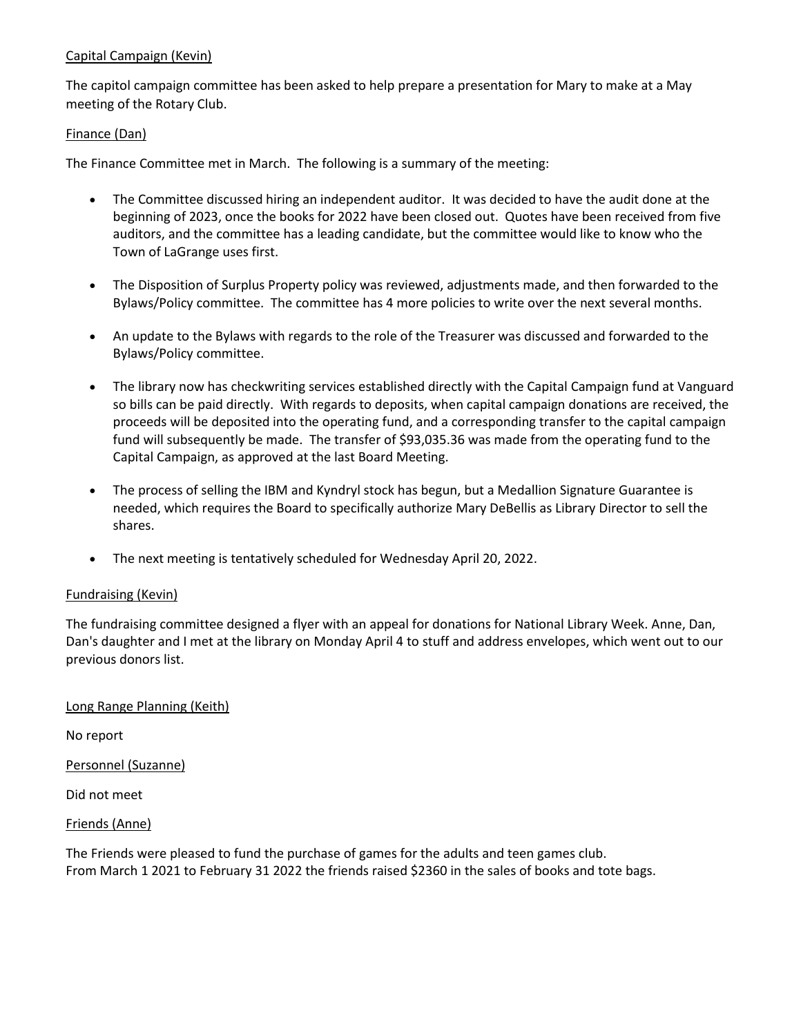Capital Campaign (Kevin)

The capitol campaign committee has been asked to help prepare a presentation for Mary to make at a May meeting of the Rotary Club.

Finance (Dan)

The Finance Committee met in March. The following is a summary of the meeting:

- The Committee discussed hiring an independent auditor. It was decided to have the audit done at the beginning of 2023, once the books for 2022 have been closed out. Quotes have been received from five auditors, and the committee has a leading candidate, but the committee would like to know who the Town of LaGrange uses first.

- The Disposition of Surplus Property policy was reviewed, adjustments made, and then forwarded to the Bylaws/Policy committee. The committee has 4 more policies to write over the next several months.

- An update to the Bylaws with regards to the role of the Treasurer was discussed and forwarded to the Bylaws/Policy committee.

- The library now has checkwriting services established directly with the Capital Campaign fund at Vanguard so bills can be paid directly. With regards to deposits, when capital campaign donations are received, the proceeds will be deposited into the operating fund, and a corresponding transfer to the capital campaign fund will subsequently be made. The transfer of $93,035.36 was made from the operating fund to the Capital Campaign, as approved at the last Board Meeting.

- The process of selling the IBM and Kyndryl stock has begun, but a Medallion Signature Guarantee is needed, which requires the Board to specifically authorize Mary DeBellis as Library Director to sell the shares.

- The next meeting is tentatively scheduled for Wednesday April 20, 2022.

Fundraising (Kevin)

The fundraising committee designed a flyer with an appeal for donations for National Library Week. Anne, Dan, Dan's daughter and I met at the library on Monday April 4 to stuff and address envelopes, which went out to our previous donors list.

Long Range Planning (Keith)

No report

Personnel (Suzanne)

Did not meet

Friends (Anne)

The Friends were pleased to fund the purchase of games for the adults and teen games club.
From March 1 2021 to February 31 2022 the friends raised $2360 in the sales of books and tote bags.